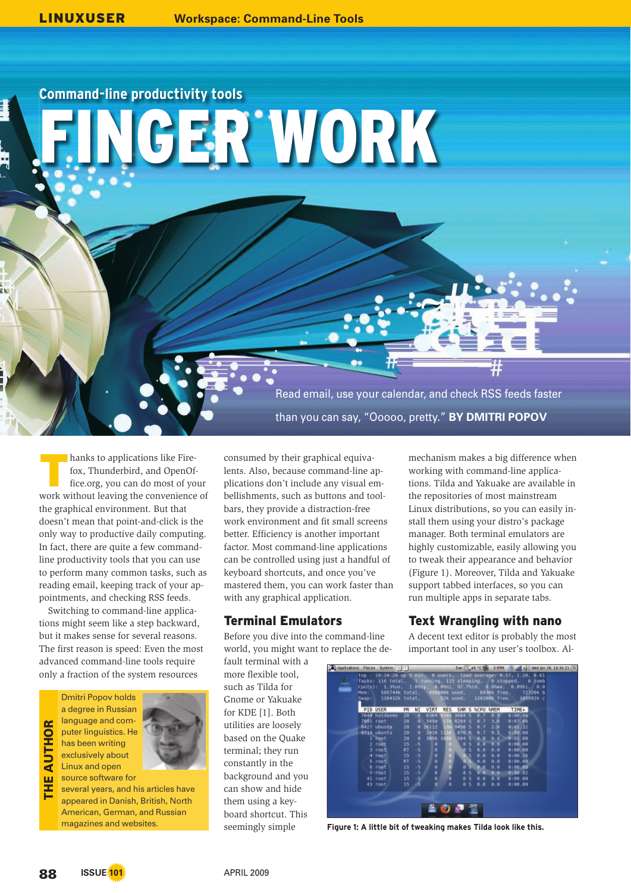Command-line productivity tools

# FINGER WORK

Read email, use your calendar, and check RSS feeds faster than you can say, "Ooooo, pretty." **BY DMITRI POPOV**

Thanks to applications like Firefox, Thunderbird, and OpenOffice.org, you can do most of your work without leaving the convenience of the graphical environment. But that doesn't mean that point-and-click is the only way to productive daily computing. In fact, there are quite a few command-line productivity tools that you can use to perform many common tasks, such as reading email, keeping track of appointments, and checking RSS feeds.

Switching to command-line applications might seem like a step backward, but it makes sense for several reasons. The first reason is speed: Even the most advanced command-line tools require only a fraction of the system resources consumed by their graphical equivalents. Also, because command-line applications don't include any visual embellishments, such as buttons and toolbars, they provide a distraction-free work environment and fit small screens better. Efficiency is another important factor. Most command-line applications can be controlled using just a handful of keyboard shortcuts, and once you've mastered them, you can work faster than with any graphical application.

**THE AUTHOR**

Dmitri Popov holds a degree in Russian language and computer linguistics. He has been writing exclusively about Linux and open source software for several years, and his articles have appeared in Danish, British, North American, German, and Russian magazines and websites.

## Terminal Emulators

Before you dive into the command-line world, you might want to replace the default terminal with a more flexible tool, such as Tilda for Gnome or Yakuake for KDE [1]. Both utilities are loosely based on the Quake terminal; they run constantly in the background and you can show and hide them using a keyboard shortcut. This seemingly simple mechanism makes a big difference when working with command-line applications. Tilda and Yakuake are available in the repositories of most mainstream Linux distributions, so you can easily install them using your distro's package manager. Both terminal emulators are highly customizable, easily allowing you to tweak their appearance and behavior (Figure 1). Moreover, Tilda and Yakuake support tabbed interfaces, so you can run multiple apps in separate tabs.

Figure 1: A little bit of tweaking makes Tilda look like this.

## Text Wrangling with nano

A decent text editor is probably the most important tool in any user's toolbox. Al-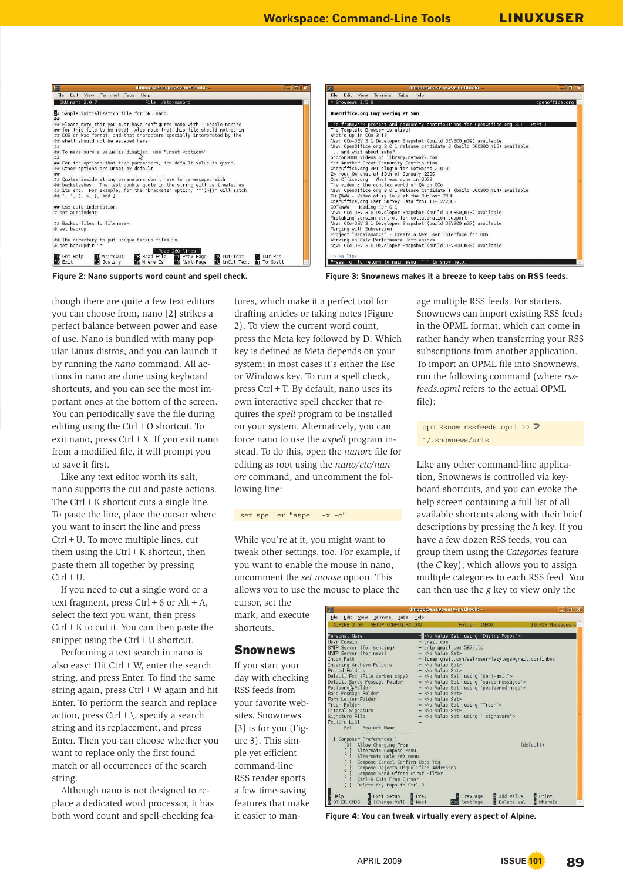Figure 2: Nano supports word count and spell check.

Figure 3: Snownews makes it a breeze to keep tabs on RSS feeds.

though there are quite a few text editors you can choose from, nano [2] strikes a perfect balance between power and ease of use. Nano is bundled with many popular Linux distros, and you can launch it by running the *nano* command. All actions in nano are done using keyboard shortcuts, and you can see the most important ones at the bottom of the screen. You can periodically save the file during editing using the Ctrl + O shortcut. To exit nano, press Ctrl + X. If you exit nano from a modified file, it will prompt you to save it first.

Like any text editor worth its salt, nano supports the cut and paste actions. The Ctrl + K shortcut cuts a single line. To paste the line, place the cursor where you want to insert the line and press Ctrl + U. To move multiple lines, cut them using the Ctrl + K shortcut, then paste them all together by pressing Ctrl + U.

If you need to cut a single word or a text fragment, press Ctrl + 6 or Alt + A, select the text you want, then press Ctrl + K to cut it. You can then paste the snippet using the Ctrl + U shortcut.

Performing a text search in nano is also easy: Hit Ctrl + W, enter the search string, and press Enter. To find the same string again, press Ctrl + W again and hit Enter. To perform the search and replace action, press Ctrl + \, specify a search string and its replacement, and press Enter. Then you can choose whether you want to replace only the first found match or all occurrences of the search string.

Although nano is not designed to replace a dedicated word processor, it has both word count and spell-checking features, which make it a perfect tool for drafting articles or taking notes (Figure 2). To view the current word count, press the Meta key followed by D. Which key is defined as Meta depends on your system; in most cases it's either the Esc or Windows key. To run a spell check, press Ctrl + T. By default, nano uses its own interactive spell checker that requires the *spell* program to be installed on your system. Alternatively, you can force nano to use the *aspell* program instead. To do this, open the *nanorc* file for editing as root using the *nano/etc/nanorc* command, and uncomment the following line:

```
set speller "aspell -x -c"
```

While you're at it, you might want to tweak other settings, too. For example, if you want to enable the mouse in nano, you can uncomment the *set mouse* option. This allows you to use the mouse to place the cursor, set the mark, and execute shortcuts.

## Snownews

If you start your day with checking RSS feeds from your favorite websites, Snownews [3] is for you (Figure 3). This simple yet efficient command-line RSS reader sports a few time-saving features that make it easier to manage multiple RSS feeds. For starters, Snownews can import existing RSS feeds in the OPML format, which can come in rather handy when transferring your RSS subscriptions from another application. To import an OPML file into Snownews, run the following command (where *rssfeeds.opml* refers to the actual OPML file):

```
opml2snow rssfeeds.opml >> ~/.snownews/urls
```

Like any other command-line application, Snownews is controlled via keyboard shortcuts, and you can evoke the help screen containing a full list of all available shortcuts along with their brief descriptions by pressing the *h* key. If you have a few dozen RSS feeds, you can group them using the *Categories* feature (the *C* key), which allows you to assign multiple categories to each RSS feed. You can then use the *g* key to view only the

Figure 4: You can tweak virtually every aspect of Alpine.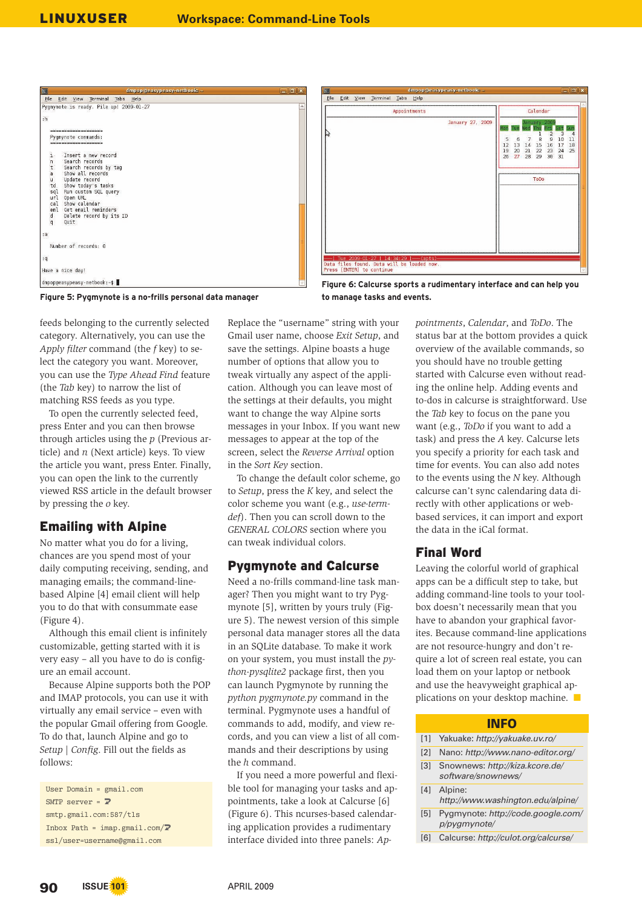Figure 5: Pygmynote is a no-frills personal data manager

Figure 6: Calcurse sports a rudimentary interface and can help you to manage tasks and events.

feeds belonging to the currently selected category. Alternatively, you can use the *Apply filter* command (the *f* key) to select the category you want. Moreover, you can use the *Type Ahead Find* feature (the *Tab* key) to narrow the list of matching RSS feeds as you type.

To open the currently selected feed, press Enter and you can then browse through articles using the *p* (Previous article) and *n* (Next article) keys. To view the article you want, press Enter. Finally, you can open the link to the currently viewed RSS article in the default browser by pressing the *o* key.

## Emailing with Alpine

No matter what you do for a living, chances are you spend most of your daily computing receiving, sending, and managing emails; the command-line-based Alpine [4] email client will help you to do that with consummate ease (Figure 4).

Although this email client is infinitely customizable, getting started with it is very easy – all you have to do is configure an email account.

Because Alpine supports both the POP and IMAP protocols, you can use it with virtually any email service – even with the popular Gmail offering from Google. To do that, launch Alpine and go to *Setup* | *Config*. Fill out the fields as follows:

```
User Domain = gmail.com
SMTP server = ↩
smtp.gmail.com:587/tls
Inbox Path = imap.gmail.com/↩
ssl/user=username@gmail.com
```

Replace the "username" string with your Gmail user name, choose *Exit Setup*, and save the settings. Alpine boasts a huge number of options that allow you to tweak virtually any aspect of the application. Although you can leave most of the settings at their defaults, you might want to change the way Alpine sorts messages in your Inbox. If you want new messages to appear at the top of the screen, select the *Reverse Arrival* option in the *Sort Key* section.

To change the default color scheme, go to *Setup*, press the *K* key, and select the color scheme you want (e.g., *use-termdef*). Then you can scroll down to the *GENERAL COLORS* section where you can tweak individual colors.

## Pygmynote and Calcurse

Need a no-frills command-line task manager? Then you might want to try Pygmynote [5], written by yours truly (Figure 5). The newest version of this simple personal data manager stores all the data in an SQLite database. To make it work on your system, you must install the *python-pysqlite2* package first, then you can launch Pygmynote by running the *python pygmynote.py* command in the terminal. Pygmynote uses a handful of commands to add, modify, and view records, and you can view a list of all commands and their descriptions by using the *h* command.

If you need a more powerful and flexible tool for managing your tasks and appointments, take a look at Calcurse [6] (Figure 6). This ncurses-based calendaring application provides a rudimentary interface divided into three panels: *Appointments*, *Calendar*, and *ToDo*. The status bar at the bottom provides a quick overview of the available commands, so you should have no trouble getting started with Calcurse even without reading the online help. Adding events and to-dos in calcurse is straightforward. Use the *Tab* key to focus on the pane you want (e.g., *ToDo* if you want to add a task) and press the *A* key. Calcurse lets you specify a priority for each task and time for events. You can also add notes to the events using the *N* key. Although calcurse can't sync calendaring data directly with other applications or web-based services, it can import and export the data in the iCal format.

## Final Word

Leaving the colorful world of graphical apps can be a difficult step to take, but adding command-line tools to your toolbox doesn't necessarily mean that you have to abandon your graphical favorites. Because command-line applications are not resource-hungry and don't require a lot of screen real estate, you can load them on your laptop or netbook and use the heavyweight graphical applications on your desktop machine. ■

## INFO

[1] Yakuake: *http://yakuake.uv.ro/*

[2] Nano: *http://www.nano-editor.org/*

[3] Snownews: *http://kiza.kcore.de/software/snownews/*

[4] Alpine: *http://www.washington.edu/alpine/*

[5] Pygmynote: *http://code.google.com/p/pygmynote/*

[6] Calcurse: *http://culot.org/calcurse/*